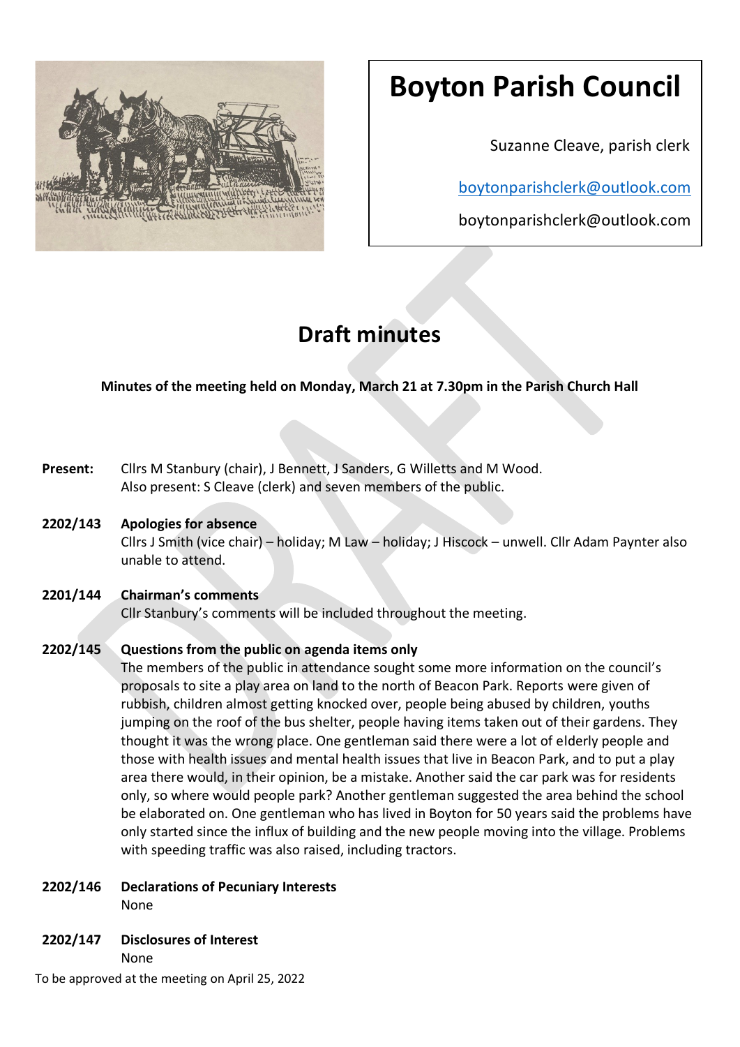# Boyton Parish Council

Suzanne Cleave, parish clerk

boytonparishclerk@outlook.com

boytonparishclerk@outlook.com

## Draft minutes

**Minutes of the meeting held on Monday, March 21 at 7.30pm in the Parish Church Hall**

**Present:** Cllrs M Stanbury (chair), J Bennett, J Sanders, G Willetts and M Wood.
Also present: S Cleave (clerk) and seven members of the public.

**2202/143 Apologies for absence**
Cllrs J Smith (vice chair) – holiday; M Law – holiday; J Hiscock – unwell. Cllr Adam Paynter also unable to attend.

**2201/144 Chairman's comments**
Cllr Stanbury's comments will be included throughout the meeting.

**2202/145 Questions from the public on agenda items only**
The members of the public in attendance sought some more information on the council's proposals to site a play area on land to the north of Beacon Park. Reports were given of rubbish, children almost getting knocked over, people being abused by children, youths jumping on the roof of the bus shelter, people having items taken out of their gardens. They thought it was the wrong place. One gentleman said there were a lot of elderly people and those with health issues and mental health issues that live in Beacon Park, and to put a play area there would, in their opinion, be a mistake. Another said the car park was for residents only, so where would people park? Another gentleman suggested the area behind the school be elaborated on. One gentleman who has lived in Boyton for 50 years said the problems have only started since the influx of building and the new people moving into the village. Problems with speeding traffic was also raised, including tractors.

**2202/146 Declarations of Pecuniary Interests**
None

**2202/147 Disclosures of Interest**
None

To be approved at the meeting on April 25, 2022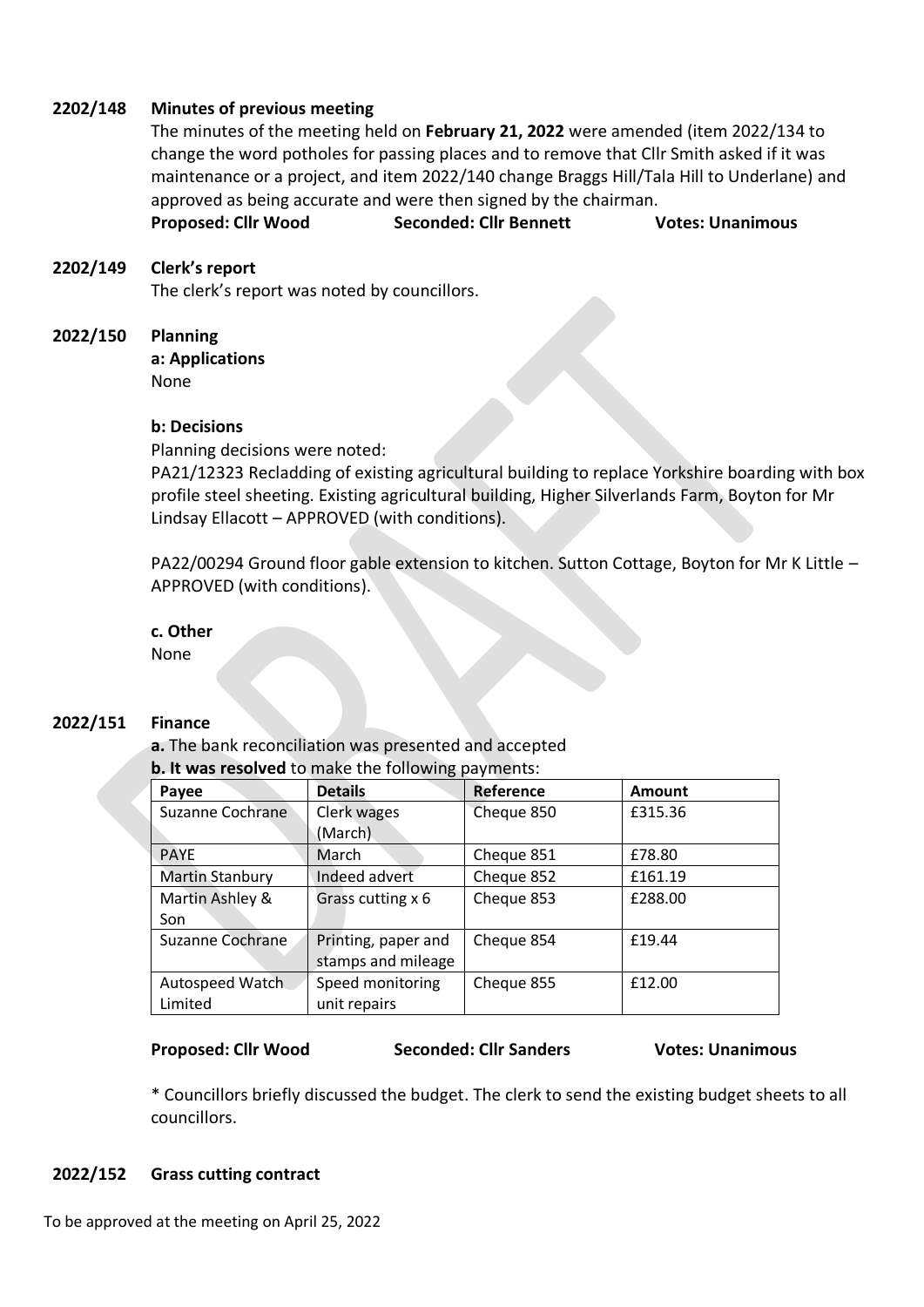**2202/148 Minutes of previous meeting**

The minutes of the meeting held on **February 21, 2022** were amended (item 2022/134 to change the word potholes for passing places and to remove that Cllr Smith asked if it was maintenance or a project, and item 2022/140 change Braggs Hill/Tala Hill to Underlane) and approved as being accurate and were then signed by the chairman.

**Proposed: Cllr Wood** **Seconded: Cllr Bennett** **Votes: Unanimous**

**2202/149 Clerk's report**

The clerk's report was noted by councillors.

**2022/150 Planning**

**a: Applications**

None

**b: Decisions**

Planning decisions were noted:

PA21/12323 Recladding of existing agricultural building to replace Yorkshire boarding with box profile steel sheeting. Existing agricultural building, Higher Silverlands Farm, Boyton for Mr Lindsay Ellacott – APPROVED (with conditions).

PA22/00294 Ground floor gable extension to kitchen. Sutton Cottage, Boyton for Mr K Little – APPROVED (with conditions).

**c. Other**

None

**2022/151 Finance**

**a.** The bank reconciliation was presented and accepted

**b. It was resolved** to make the following payments:

| Payee | Details | Reference | Amount |
|---|---|---|---|
| Suzanne Cochrane | Clerk wages (March) | Cheque 850 | £315.36 |
| PAYE | March | Cheque 851 | £78.80 |
| Martin Stanbury | Indeed advert | Cheque 852 | £161.19 |
| Martin Ashley & Son | Grass cutting x 6 | Cheque 853 | £288.00 |
| Suzanne Cochrane | Printing, paper and stamps and mileage | Cheque 854 | £19.44 |
| Autospeed Watch Limited | Speed monitoring unit repairs | Cheque 855 | £12.00 |

**Proposed: Cllr Wood** **Seconded: Cllr Sanders** **Votes: Unanimous**

* Councillors briefly discussed the budget. The clerk to send the existing budget sheets to all councillors.

**2022/152 Grass cutting contract**

To be approved at the meeting on April 25, 2022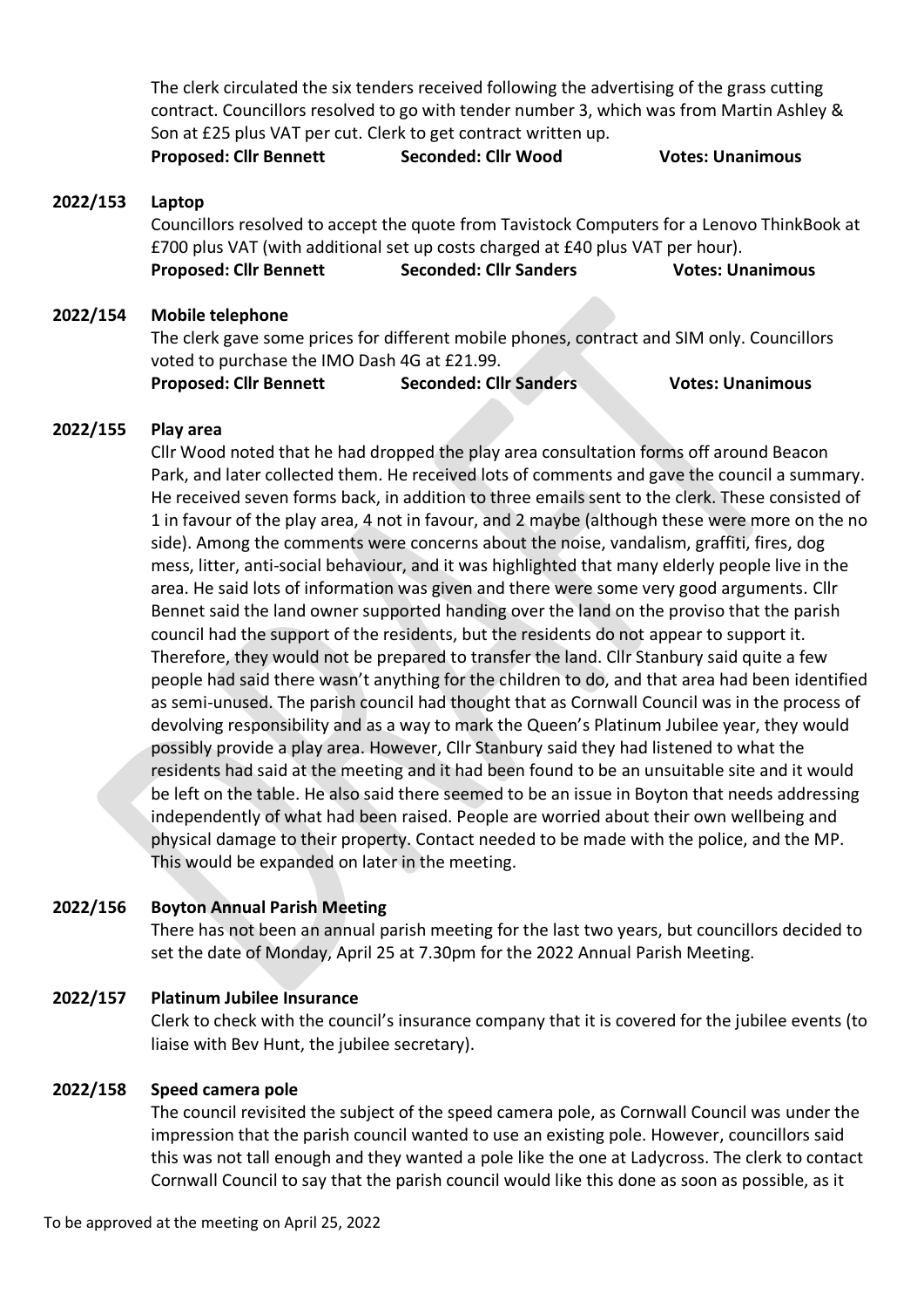The clerk circulated the six tenders received following the advertising of the grass cutting contract. Councillors resolved to go with tender number 3, which was from Martin Ashley & Son at £25 plus VAT per cut. Clerk to get contract written up.

**Proposed: Cllr Bennett** **Seconded: Cllr Wood** **Votes: Unanimous**

**2022/153 Laptop**

Councillors resolved to accept the quote from Tavistock Computers for a Lenovo ThinkBook at £700 plus VAT (with additional set up costs charged at £40 plus VAT per hour).

**Proposed: Cllr Bennett** **Seconded: Cllr Sanders** **Votes: Unanimous**

**2022/154 Mobile telephone**

The clerk gave some prices for different mobile phones, contract and SIM only. Councillors voted to purchase the IMO Dash 4G at £21.99.

**Proposed: Cllr Bennett** **Seconded: Cllr Sanders** **Votes: Unanimous**

**2022/155 Play area**

Cllr Wood noted that he had dropped the play area consultation forms off around Beacon Park, and later collected them. He received lots of comments and gave the council a summary. He received seven forms back, in addition to three emails sent to the clerk. These consisted of 1 in favour of the play area, 4 not in favour, and 2 maybe (although these were more on the no side). Among the comments were concerns about the noise, vandalism, graffiti, fires, dog mess, litter, anti-social behaviour, and it was highlighted that many elderly people live in the area. He said lots of information was given and there were some very good arguments. Cllr Bennet said the land owner supported handing over the land on the proviso that the parish council had the support of the residents, but the residents do not appear to support it. Therefore, they would not be prepared to transfer the land. Cllr Stanbury said quite a few people had said there wasn't anything for the children to do, and that area had been identified as semi-unused. The parish council had thought that as Cornwall Council was in the process of devolving responsibility and as a way to mark the Queen's Platinum Jubilee year, they would possibly provide a play area. However, Cllr Stanbury said they had listened to what the residents had said at the meeting and it had been found to be an unsuitable site and it would be left on the table. He also said there seemed to be an issue in Boyton that needs addressing independently of what had been raised. People are worried about their own wellbeing and physical damage to their property. Contact needed to be made with the police, and the MP. This would be expanded on later in the meeting.

**2022/156 Boyton Annual Parish Meeting**

There has not been an annual parish meeting for the last two years, but councillors decided to set the date of Monday, April 25 at 7.30pm for the 2022 Annual Parish Meeting.

**2022/157 Platinum Jubilee Insurance**

Clerk to check with the council's insurance company that it is covered for the jubilee events (to liaise with Bev Hunt, the jubilee secretary).

**2022/158 Speed camera pole**

The council revisited the subject of the speed camera pole, as Cornwall Council was under the impression that the parish council wanted to use an existing pole. However, councillors said this was not tall enough and they wanted a pole like the one at Ladycross. The clerk to contact Cornwall Council to say that the parish council would like this done as soon as possible, as it

To be approved at the meeting on April 25, 2022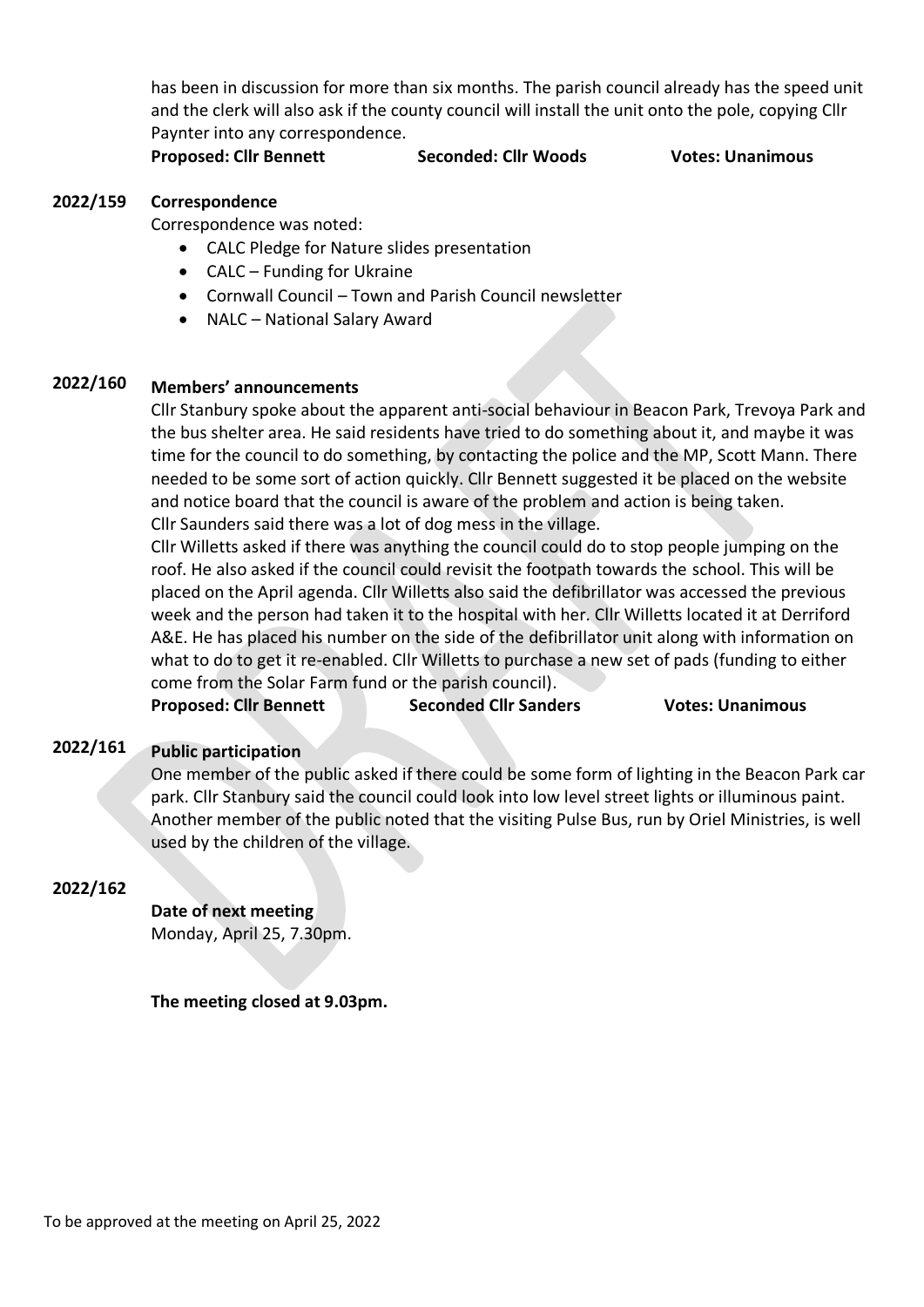has been in discussion for more than six months. The parish council already has the speed unit and the clerk will also ask if the county council will install the unit onto the pole, copying Cllr Paynter into any correspondence.

**Proposed: Cllr Bennett** **Seconded: Cllr Woods** **Votes: Unanimous**

**2022/159 Correspondence**

Correspondence was noted:

- CALC Pledge for Nature slides presentation
- CALC – Funding for Ukraine
- Cornwall Council – Town and Parish Council newsletter
- NALC – National Salary Award

**2022/160 Members' announcements**

Cllr Stanbury spoke about the apparent anti-social behaviour in Beacon Park, Trevoya Park and the bus shelter area. He said residents have tried to do something about it, and maybe it was time for the council to do something, by contacting the police and the MP, Scott Mann. There needed to be some sort of action quickly. Cllr Bennett suggested it be placed on the website and notice board that the council is aware of the problem and action is being taken.

Cllr Saunders said there was a lot of dog mess in the village.

Cllr Willetts asked if there was anything the council could do to stop people jumping on the roof. He also asked if the council could revisit the footpath towards the school. This will be placed on the April agenda. Cllr Willetts also said the defibrillator was accessed the previous week and the person had taken it to the hospital with her. Cllr Willetts located it at Derriford A&E. He has placed his number on the side of the defibrillator unit along with information on what to do to get it re-enabled. Cllr Willetts to purchase a new set of pads (funding to either come from the Solar Farm fund or the parish council).

**Proposed: Cllr Bennett** **Seconded Cllr Sanders** **Votes: Unanimous**

**2022/161 Public participation**

One member of the public asked if there could be some form of lighting in the Beacon Park car park. Cllr Stanbury said the council could look into low level street lights or illuminous paint. Another member of the public noted that the visiting Pulse Bus, run by Oriel Ministries, is well used by the children of the village.

**2022/162 Date of next meeting**

Monday, April 25, 7.30pm.

**The meeting closed at 9.03pm.**

To be approved at the meeting on April 25, 2022